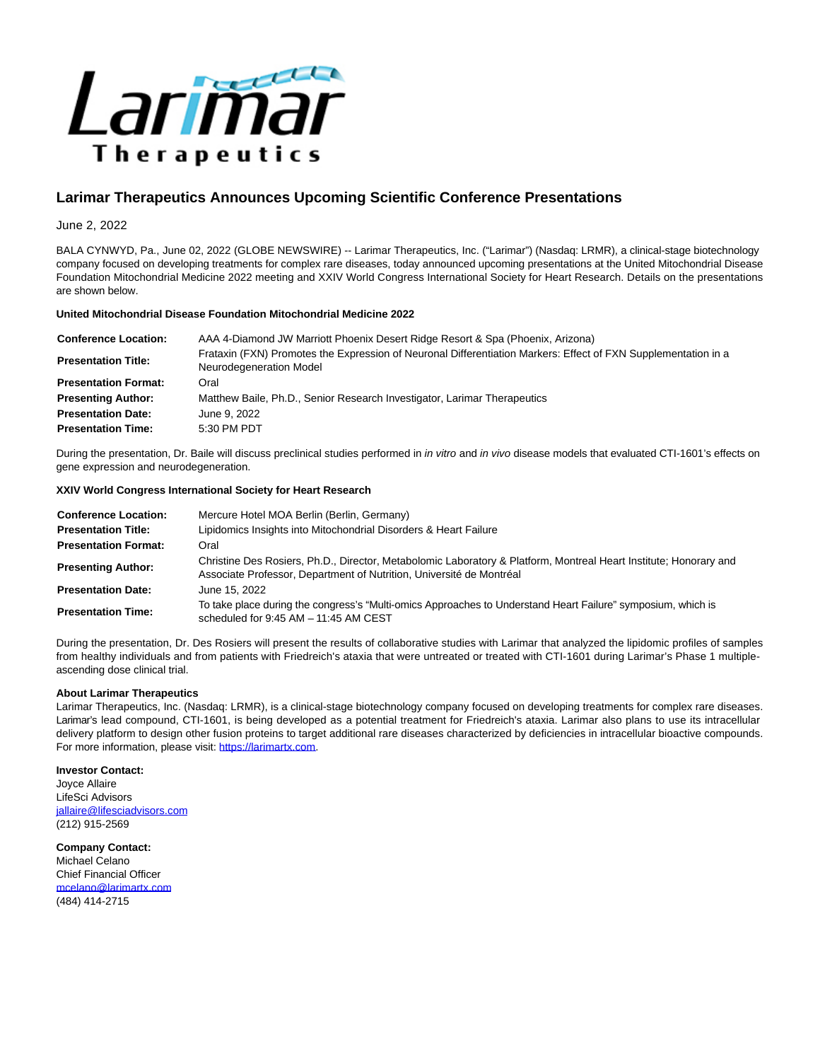# Larimar Therapeutics Announces Upcoming Scientific Conference Presentations

June 2, 2022

BALA CYNWYD, Pa., June 02, 2022 (GLOBE NEWSWIRE) -- Larimar Therapeutics, Inc. ("Larimar") (Nasdaq: LRMR), a clinical-stage biotechnology company focused on developing treatments for complex rare diseases, today announced upcoming presentations at the United Mitochondrial Disease Foundation Mitochondrial Medicine 2022 meeting and XXIV World Congress International Society for Heart Research. Details on the presentations are shown below.

**United Mitochondrial Disease Foundation Mitochondrial Medicine 2022**

| | |
|---|---|
| **Conference Location:** | AAA 4-Diamond JW Marriott Phoenix Desert Ridge Resort & Spa (Phoenix, Arizona) |
| **Presentation Title:** | Frataxin (FXN) Promotes the Expression of Neuronal Differentiation Markers: Effect of FXN Supplementation in a Neurodegeneration Model |
| **Presentation Format:** | Oral |
| **Presenting Author:** | Matthew Baile, Ph.D., Senior Research Investigator, Larimar Therapeutics |
| **Presentation Date:** | June 9, 2022 |
| **Presentation Time:** | 5:30 PM PDT |

During the presentation, Dr. Baile will discuss preclinical studies performed in *in vitro* and *in vivo* disease models that evaluated CTI-1601's effects on gene expression and neurodegeneration.

**XXIV World Congress International Society for Heart Research**

| | |
|---|---|
| **Conference Location:** | Mercure Hotel MOA Berlin (Berlin, Germany) |
| **Presentation Title:** | Lipidomics Insights into Mitochondrial Disorders & Heart Failure |
| **Presentation Format:** | Oral |
| **Presenting Author:** | Christine Des Rosiers, Ph.D., Director, Metabolomic Laboratory & Platform, Montreal Heart Institute; Honorary and Associate Professor, Department of Nutrition, Université de Montréal |
| **Presentation Date:** | June 15, 2022 |
| **Presentation Time:** | To take place during the congress's "Multi-omics Approaches to Understand Heart Failure" symposium, which is scheduled for 9:45 AM – 11:45 AM CEST |

During the presentation, Dr. Des Rosiers will present the results of collaborative studies with Larimar that analyzed the lipidomic profiles of samples from healthy individuals and from patients with Friedreich's ataxia that were untreated or treated with CTI-1601 during Larimar's Phase 1 multiple-ascending dose clinical trial.

**About Larimar Therapeutics**
Larimar Therapeutics, Inc. (Nasdaq: LRMR), is a clinical-stage biotechnology company focused on developing treatments for complex rare diseases. Larimar's lead compound, CTI-1601, is being developed as a potential treatment for Friedreich's ataxia. Larimar also plans to use its intracellular delivery platform to design other fusion proteins to target additional rare diseases characterized by deficiencies in intracellular bioactive compounds. For more information, please visit: https://larimartx.com.

**Investor Contact:**
Joyce Allaire
LifeSci Advisors
jallaire@lifesciadvisors.com
(212) 915-2569

**Company Contact:**
Michael Celano
Chief Financial Officer
mcelano@larimartx.com
(484) 414-2715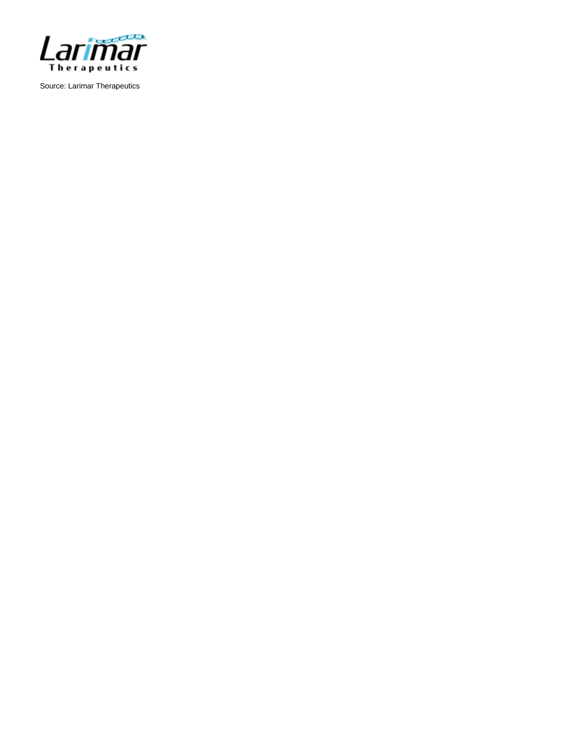Source: Larimar Therapeutics